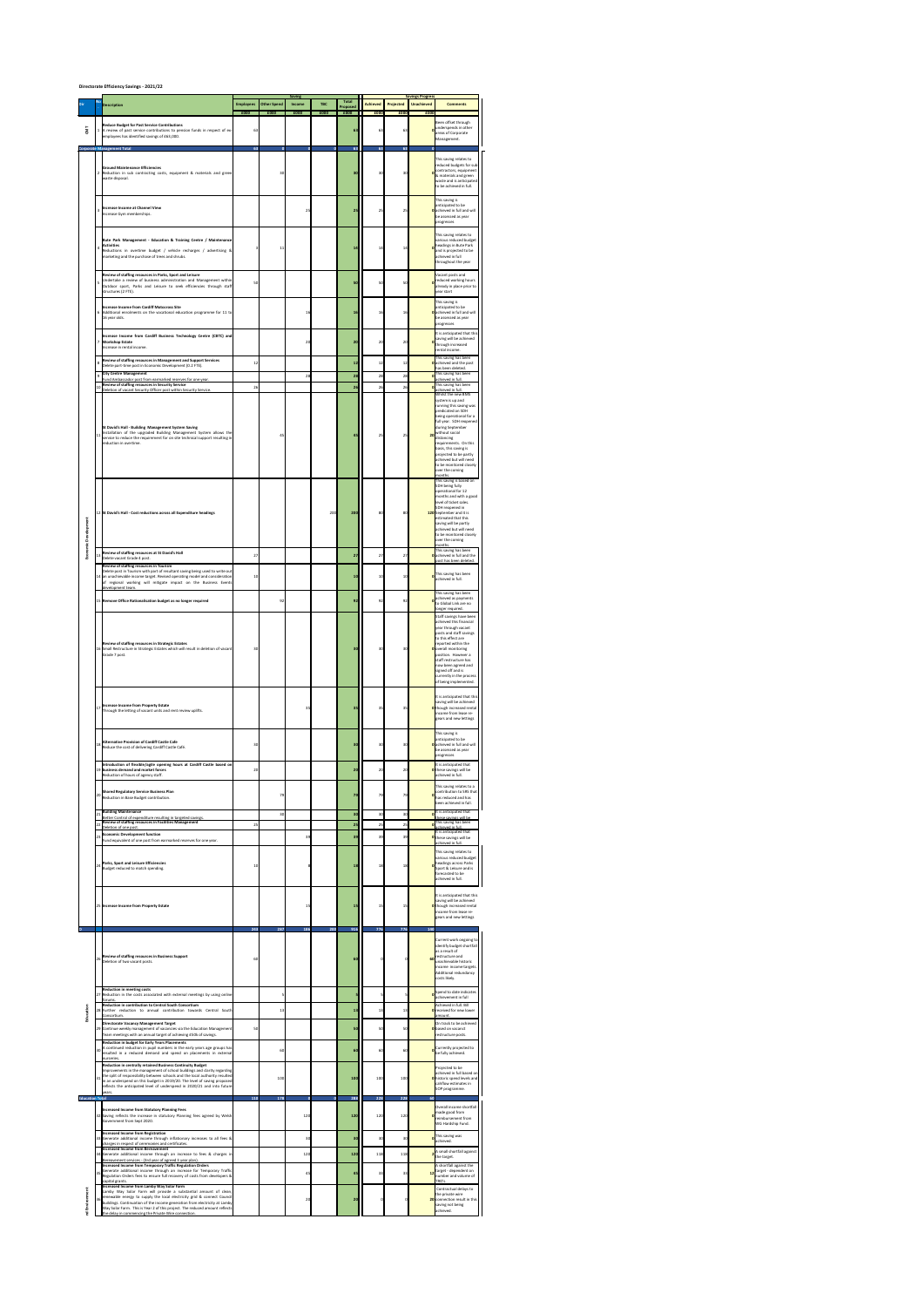# Directorate Efficiency Savings - 2021/22

| Dir | Ref | Description | Saving Employees £000 | Saving Other Spend £000 | Saving Income £000 | Saving TBC £000 | Total Proposed £000 | Savings Progress Achieved £000 | Savings Progress Projected £000 | Savings Progress Unachieved £000 | Comments |
|---|---|---|---|---|---|---|---|---|---|---|---|
| CMT | 1 | **Reduce Budget for Past Service Contributions** A review of past service contributions to pension funds in respect of ex employees has identified savings of £63,000. | 63 | | | | 63 | 63 | 63 | 0 | Been offset through underspends in other areas of Corporate Management. |
| **Corporate Management Total** | | | 63 | 0 | 0 | 0 | 63 | 63 | 63 | 0 | |
| Economic Development | 2 | **Ground Maintenance Efficiencies** Reduction in sub contracting costs, equipment & materials and green waste disposal. | | 30 | | | 30 | 30 | 30 | 0 | This saving relates to reduced budgets for sub contractors, equipment & materials and green waste and is anticipated to be achieved in full. |
| | 3 | **Increase Income at Channel View** Increase Gym memberships. | | | 25 | | 25 | 25 | 25 | 0 | This saving is anticipated to be achieved in full and will be assessed as year progresses |
| | 4 | **Bute Park Management - Education & Training Centre / Maintenance Activities** Reductions in overtime budget / vehicle recharges / advertising & marketing and the purchase of trees and shrubs. | 3 | 11 | | | 14 | 14 | 14 | 0 | This saving relates to various reduced budget headings in Bute Park and is projected to be achieved in full throughout the year. |
| | 5 | **Review of staffing resources in Parks, Sport and Leisure** Undertake a review of business administration and Management within Outdoor sport, Parks and Leisure to seek efficiencies through staff structures (2 FTE). | 50 | | | | 50 | 50 | 50 | 0 | Vacant posts and reduced working hours already in place prior to year start |
| | 6 | **Increase Income from Cardiff Motocross Site** Additional enrolments on the vocational education programme for 11 to 16 year olds. | | | 16 | | 16 | 16 | 16 | 0 | This saving is anticipated to be achieved in full and will be assessed as year progresses |
| | 7 | **Increase Income from Cardiff Business Technology Centre (CBTC) and Workshop Estate** Increase in rental income. | | | 20 | | 20 | 20 | 20 | 0 | It is anticipated that this saving will be achieved through increased rental income. |
| | 8 | **Review of staffing resources in Management and Support Services** Delete part-time post in Economic Development (0.2 FTE). | 12 | | | | 12 | 12 | 12 | 0 | This saving has been achieved and the post has been deleted. |
| | 9 | **City Centre Management** Fund Ambassador post from earmarked reserves for one year. | | | 28 | | 28 | 28 | 28 | 0 | This saving has been achieved in full. |
| | 10 | **Review of staffing resources in Security Service** Deletion of vacant Security Officer post within Security Service. | 26 | | | | 26 | 26 | 26 | 0 | This saving has been achieved in full. |
| | 11 | **St David's Hall - Building Management System Saving** Installation of the upgraded Building Management System allows the service to reduce the requirement for on site technical support resulting in reduction in overtime. | | 45 | | | 45 | 25 | 25 | 20 | Whilst the new BMS system is up and running this saving was predicated on SDH being operational for a full year. SDH reopened during September without social distancing requirements. On this basis, this saving is projected to be partly achieved but will need to be monitored closely over the coming months. |
| | 12 | **St David's Hall - Cost reductions across all Expenditure headings** | | | | 200 | 200 | 80 | 80 | 120 | This saving is based on SDH being fully operational for 12 months and with a good level of ticket sales. SDH reopened in September and it is estimated that this saving will be partly achieved but will need to be monitored closely over the coming months. |
| | 13 | **Review of staffing resources at St David's Hall** Delete vacant Grade 4 post. | 27 | | | | 27 | 27 | 27 | 0 | This saving has been achieved in full and the post has been deleted. |
| | 14 | **Review of staffing resources in Tourism** Delete post in Tourism with part of resultant saving being used to write-out an unachievable income target. Revised operating model and consideration of regional working will mitigate impact on the Business Events Development team. | 10 | | | | 10 | 10 | 10 | 0 | This saving has been achieved in full. |
| | 15 | **Remove Office Rationalisation budget as no longer required** | | 92 | | | 92 | 92 | 92 | 0 | This saving has been achieved as payments to Global Link are no longer required. |
| | 16 | **Review of staffing resources in Strategic Estates** Small Restructure in Strategic Estates which will result in deletion of vacant Grade 7 post. | 30 | | | | 30 | 30 | 30 | 0 | Staff savings have been achieved this financial year through vacant posts and staff savings to this effect are reported within the overall monitoring position. However a staff restructure has now been agreed and signed off and is currently in the process of being implemented. |
| | 17 | **Increase Income from Property Estate** Through the letting of vacant units and rent review uplifts. | | | 35 | | 35 | 35 | 35 | 0 | It is anticipated that this saving will be achieved though increased rental income from lease re-gears and new lettings |
| | 18 | **Alternative Provision of Cardiff Castle Cafe** Reduce the cost of delivering Cardiff Castle Café. | 30 | | | | 30 | 30 | 30 | 0 | This saving is anticipated to be achieved in full and will be assessed as year progresses |
| | 19 | **Introduction of flexible/agile opening hours at Cardiff Castle based on business demand and market forces** Reduction of hours of agency staff. | 20 | | | | 20 | 20 | 20 | 0 | It is anticipated that these savings will be achieved in full. |
| | 20 | **Shared Regulatory Service Business Plan** Reduction in Base Budget contribution. | | 79 | | | 79 | 79 | 79 | 0 | This saving relates to a contribution to SRS that has reduced and has been achieved in full. |
| | 21 | **Building Maintenance** Better Control of expenditure resulting in targeted savings. | | 30 | | | 30 | 30 | 30 | 0 | It is anticipated that these savings will be achieved in full. |
| | 22 | **Review of staffing resources in Facilities Management** Deletion of one post. | 25 | | | | 25 | 25 | 25 | 0 | This saving has been achieved in full. |
| | 23 | **Economic Development function** Fund equivalent of one post from earmarked reserves for one year. | | | 39 | | 39 | 39 | 39 | 0 | It is anticipated that these savings will be achieved in full. |
| | 24 | **Parks, Sport and Leisure Efficiencies** Budget reduced to match spending. | 10 | | 8 | | 18 | 18 | 18 | 0 | This saving relates to various reduced budget headings across Parks Sport & Leisure and is forecasted to be achieved in full. |
| | 25 | **Increase Income from Property Estate** | | | 15 | | 15 | 15 | 15 | 0 | It is anticipated that this saving will be achieved though increased rental income from lease re-gears and new lettings |
| **ED** | | | 243 | 287 | 186 | 200 | 916 | 776 | 776 | 140 | |
| Education | 26 | **Review of staffing resources in Business Support** Deletion of two vacant posts. | 60 | | | | 60 | 0 | 0 | 60 | Current work ongoing to identify budget shortfall as a result of restructure and unachievable historic income targets. Additional redundancy costs likely. |
| | 27 | **Reduction in meeting costs** Reduction in the costs associated with external meetings by using online forums. | | 5 | | | 5 | 5 | 5 | 0 | Spend to date indicates achievement in full |
| | 28 | **Reduction in contribution to Central South Consortium** Further reduction to annual contribution towards Central South Consortium. | | 13 | | | 13 | 13 | 13 | 0 | Achieved in full. Bill received for new lower amount. |
| | 29 | **Directorate Vacancy Management Target** Continue weekly management of vacancies via the Education Management Team meetings with an annual target of achieving £50k of savings. | 50 | | | | 50 | 50 | 50 | 0 | On track to be achieved based on vacant restructure posts. |
| | 30 | **Reduction in budget for Early Years Placements** A continued reduction in pupil numbers in the early years age groups has resulted in a reduced demand and spend on placements in external nurseries. | | 60 | | | 60 | 60 | 60 | 0 | Currently projected to be fully achieved. |
| | 31 | **Reduction in centrally retained Business Continuity Budget** Improvements in the management of school buildings and clarity regarding the split of responsibility between schools and the local authority resulted in an underspend on this budget in 2019/20. The level of saving proposed reflects the anticipated level of underspend in 2020/21 and into future years. | | 100 | | | 100 | 100 | 100 | 0 | Projected to be achieved in full based on historic spend levels and cashflow estimates in SOP programme. |
| **Education Total** | | | 110 | 178 | 0 | 0 | 288 | 228 | 228 | 60 | |
| Planning, Transport and Environment | 32 | **Increased Income from Statutory Planning Fees** Saving reflects the increase in statutory Planning fees agreed by Welsh Government from Sept 2020. | | | 120 | | 120 | 120 | 120 | 0 | Overall income shortfall made good from reimbursement from WG Hardship Fund. |
| | 33 | **Increased Income from Registration** Generate additional income through inflationary increases to all fees & charges in respect of ceremonies and certificates. | | | 30 | | 30 | 30 | 30 | 0 | This saving was achieved. |
| | 34 | **Increased Income from Bereavement** Generate additional income through an increase to fees & charges in Bereavement services - (3rd year of agreed 4 year plan). | | | 120 | | 120 | 118 | 118 | 2 | A small shortfall against the target. |
| | 35 | **Increased Income from Temporary Traffic Regulation Orders** Generate additional income through an increase for Temporary Traffic Regulation Orders fees to ensure full recovery of costs from developers & capital grants. | | | 45 | | 45 | 33 | 33 | 12 | A shortfall against the target - dependent on number and volume of TRO's. |
| | 36 | **Increased Income from Lamby Way Solar Farm** Lamby Way Solar Farm will provide a substantial amount of clean, renewable energy to supply the local electricity grid & connect council buildings. Continuation of the income generation from electricity at Lamby Way Solar Farm. This is Year 2 of this project. The reduced amount reflects the delay in commencing the Private Wire connection. | | | 20 | | 20 | 0 | 0 | 20 | Contractual delays to the private wire connection result in this saving not being achieved. |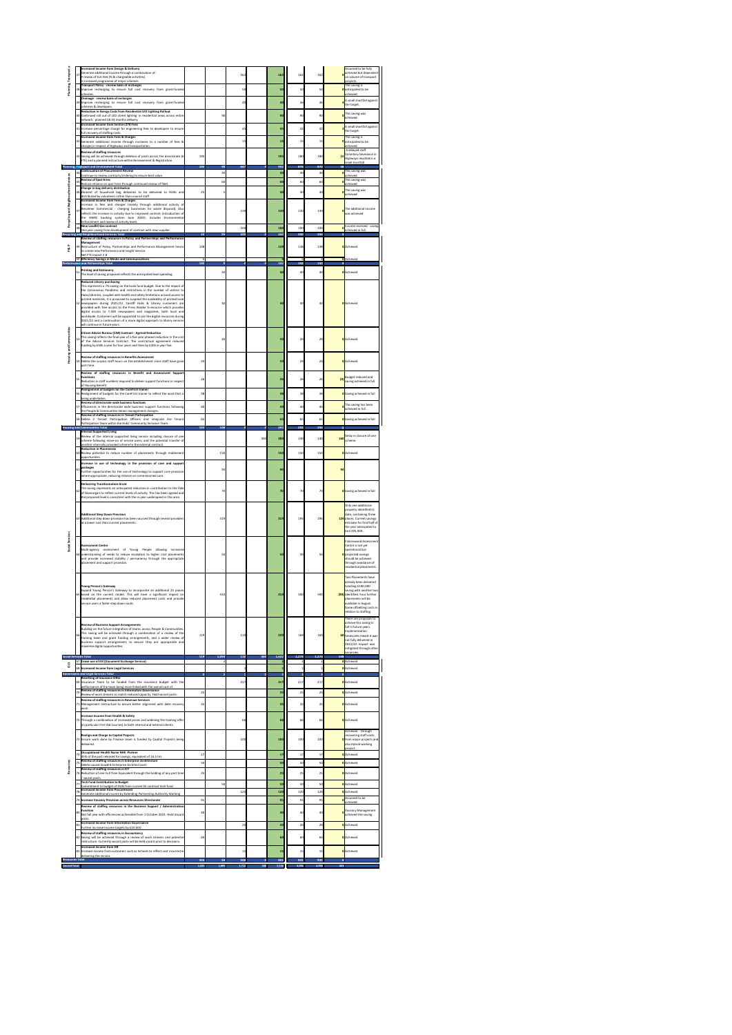| | | | | | | | | | | | |
|---|---|---|---|---|---|---|---|---|---|---|---|
| Planning, Transport and Environment | 37 | **Increased Income from Design & Delivery**<br>Generate additional income through a combination of:<br>• review of SLA fees (% & chargeable activities)<br>• increased programme of major schemes | | | 162 | | 162 | 162 | 162 | 0 | Assumed to be fully achieved but dependent on volume of transport projects. |
| | 38 | **Transport Policy - review basis of recharges**<br>Improve recharging to ensure full cost recovery from grant-funded schemes. | | | 50 | | 50 | 50 | 50 | 0 | This saving is anticipated to be achieved. |
| | 39 | **Drainage - review basis of recharges**<br>Improve recharging to ensure full cost recovery from grant-funded schemes & developers. | | | 40 | | 40 | 36 | 36 | 4 | A small shortfall against the target. |
| | 40 | **Reduction in Energy Costs from Residential LED Lighting Rollout**<br>Continued roll out of LED street lighting in residential areas across entire network - planned 18-24 months delivery. | | 98 | | | 98 | 98 | 98 | 0 | This saving was achieved. |
| | 41 | **Increased income from Section 278 Fees**<br>Increase percentage charge for engineering fees to developers to ensure full recovery of staffing costs. | | | 45 | | 45 | 42 | 42 | 3 | A small shortfall against the target. |
| | 42 | **Increased Income from Fees & Charges**<br>Generate additional income through increases to a number of fees & charges in respect of highways and transportation. | | | 15 | | 15 | 15 | 15 | 0 | This saving is anticipated to be achieved |
| | 43 | **Review of staffing resources**<br>Saving will be achieved through deletion of posts across the directorate (6 FTE) and a planned restructure within Bereavement & Registration. | 195 | | | | 195 | 180 | 180 | 15 | A delayed staff Voluntary Severance in Highways resulted in a small shortfall |
| **Planning, Transport and Environment Total** | | | **195** | **98** | **312** | **0** | **605** | **583** | **583** | **22** | |
| Recycling and Neighbourhood Services | 44 | **Continuation of Procurement Reviews**<br>Continue to review contracts/ordering to ensure best value. | | 30 | | | 30 | 30 | 30 | 0 | This saving was achieved. |
| | 45 | **Review of Spot Hires**<br>Reduce reliance on spot hires through continued review of fleet. | | 60 | | | 60 | 60 | 60 | 0 | This saving was achieved |
| | 46 | **Change in bag delivery distribution**<br>Element of household bag deliveries to be delivered to HUBs and distributed by volunteers rather than council staff. | 25 | 5 | | | 30 | 30 | 30 | 0 | This saving was achieved |
| | 47 | **Increased Income from Fees & Charges**<br>Increase in fees and charges (mainly through additional activity at Lamby Way (Commercial - charging businesses for waste disposal)). Also reflects the increase in activity due to improved controls (introduction of the HWRC booking system June 2020). Includes Environmental Enforcement and review of activity levels. | | | 130 | | 130 | 130 | 130 | 0 | The additional income was achieved |
| | 48 | **New Landfill Gas contract**<br>Five year saving from development of contract with new supplier. | | | 100 | | 100 | 100 | 100 | 0 | Income received - saving achieved in full. |
| **Recycling and Neighbourhood Services Total** | | | **25** | **95** | **230** | **0** | **350** | **350** | **350** | **0** | |
| PR&P | 49 | **Review of staffing resources in Policy and Partnerships and Performance Management**<br>Restructure of Policy, Partnerships and Performance Management teams to create new Performance and Insight Service.<br>Net FTE impact 2.8 | 138 | | | | 138 | 138 | 138 | 0 | Achieved |
| | 50 | Efficiency Savings in Media and Communications | 4 | | | | 4 | 4 | 4 | 0 | Achieved |
| **Performance and Partnerships Total** | | | **142** | **0** | **0** | **0** | **142** | **142** | **142** | **0** | |
| Housing and Communities | 51 | **Printing and Stationery**<br>The level of saving proposed reflects the anticipated level spending. | | 40 | | | 40 | 40 | 40 | 0 | Achieved |
| | 52 | **Reduced Library purchasing**<br>This represents a 7% saving on the book fund budget. Due to the impact of the Coronavirus Pandemic and restrictions in the number of visitors to Hubs/Libraries, coupled with health and safety limitations around access to printed materials, it is proposed to suspend the availability of printed local newspapers during 2021/22. Cardiff Hubs & Library customers are provided with free access to the Press Reader E-resource which provides digital access to 7,500 newspapers and magazines, both local and worldwide. Customers will be supported to use the digital resources during 2021/22 and a continuation of a more digital approach to library services will continue in future years. | | 40 | | | 40 | 40 | 40 | 0 | Achieved |
| | 53 | **Citizen Advice Bureau (CAB) Contract - Agreed Reduction**<br>This saving reflects the final year of a five year phased reduction in the cost of the Advice Services Contract. The contractual agreement reduced funding by £80k a year for four years and then by £20k in year five. | | 20 | | | 20 | 20 | 20 | 0 | Achieved |
| | 54 | **Review of staffing resources in Benefits Assessment**<br>Delete the surplus staff hours on the establishment since staff have gone part time. | 24 | | | | 24 | 24 | 24 | 0 | Achieved |
| | 55 | **Review of staffing resources in Benefit and Assessment Support Functions**<br>Reduction in staff numbers required to deliver support functions in respect of Housing Benefit. | 26 | | | | 26 | 26 | 26 | (0) | Budget reduced and saving achieved in full |
| | 56 | **Realignment of budgets for the CareFirst trainer**<br>Realignment of budgets for the CareFirst trainer to reflect the work that is being undertaken. | 38 | | | | 38 | 38 | 38 | 0 | Saving achieved in full |
| | 57 | **Review of directorate wide business functions**<br>Efficiencies in the directorate wide business support functions following the People & Communities Senior management changes. | 40 | | | | 40 | 40 | 40 | 0 | This saving has been achieved in full. |
| | 58 | **Review of staffing resources in Tenant Participation**<br>Delete 2 Tenant Participation Officers and integrate the Tenant Participation Team within the Hubs' Community Inclusion Team. | 65 | | | | 65 | 65 | 65 | 0 | Saving achieved in full |
| **Housing and Communities Total** | | | **193** | **100** | **0** | **0** | **293** | **293** | **293** | **0** | |
| Social Services | 59 | **Internal Supported Living**<br>Review of the internal supported living service including closure of one scheme following review of service users, and the potential transfer of another internally provided scheme to the external contract. | | | | 300 | 300 | 140 | 140 | 160 | Delay in closure of one scheme. |
| | 60 | **Reduction in Placements**<br>Review potential to reduce number of placements through reablement opportunities. | | 150 | | | 150 | 150 | 150 | 0 | Achieved |
| | 61 | **Increase in use of technology in the provision of care and support packages**<br>Further opportunities for the use of technology to support care provision where appropriate, reducing reliance on commissioned care. | | 94 | | | 94 | | | 94 | |
| | 62 | **Delivering Transformation Grant**<br>The saving represents an anticipated reduction in contribution to the Vale of Glamorgan to reflect current levels of activity. This has been agreed and the proposed level is consistent with the in-year underspend in this area. | | 70 | | | 70 | 70 | 70 | 0 | Saving achieved in full |
| | 63 | **Additional Step Down Provision**<br>Additional step down provision has been sourced through several providers at a lower cost than current placements. | | 319 | | | 319 | 195 | 195 | 124 | Only one additional property identified to date, containing three places. Current savings estimate for final half of the year anticipated to be £195,000. |
| | 64 | **Assessment Centre**<br>Multi-agency assessment of Young People allowing increased understanding of needs to reduce escalation to higher cost placements and provide increased stability / permanency through the appropriate placement and support provision. | | 50 | | | 50 | 50 | 50 | 0 | Falconwood Assessment Centre is not yet operational but projected savings should be achieved through avoidance of residential placements. |
| | 65 | **Young Person's Gateway**<br>Expand Young Person's Gateway to incorporate an additional 25 places based on the current model. This will have a significant impact on residential placements and allow reduced placement costs and provide service users a faster step down route. | | 410 | | | 410 | 500 | 500 | (90) | Two Placements have already been delivered totalling £190,000 saving with another two identified. Four further placements will be available in August. Some offsetting costs in relation to staffing. |
| | 66 | **Review of Business Support Arrangements**<br>Building on the future integration of teams across People & Communities. This saving will be achieved through a combination of a review of the training team and grant funding arrangements, and a wider review of business support arrangements to ensure they are appropriate and maximise digital opportunities. | 119 | | 110 | | 229 | 169 | 169 | 60 | There are proposals to achieve this saving in full in future years. Implementation timescales meant it was not fully delivered in 2021/22. Impact was mitigated through other vacancies. |
| **Social Services Total** | | | **119** | **1,093** | **110** | **300** | **1,622** | **1,274** | **1,274** | **348** | |
| G&LS | 67 | Cease use of DX (Document Exchange Service) | | 2 | | | 2 | 2 | 2 | 0 | Achieved |
| | 68 | Increased income from Legal Services | | | 1 | | 1 | 1 | 1 | 0 | Achieved |
| **Governance and Legal Services Total** | | | **0** | **2** | **1** | **0** | **3** | **3** | **3** | **0** | |
| Resources | 69 | **Resetting of Insurance Offer**<br>Insurance Team to be funded from the insurance budget with the performance of the team being more linked with the overall cost of insurance. | | | 217 | | 217 | 217 | 217 | 0 | Achieved |
| | 70 | **Review of staffing resources in Information Governance**<br>Review of work streams to match reduced capacity. Hold vacant posts. | 25 | | | | 25 | 25 | 25 | 0 | Achieved |
| | 71 | **Review of staffing resources in Revenue Services**<br>Management restructure to ensure better alignment with debt recovery work. | 35 | | | | 35 | 35 | 35 | 0 | Achieved |
| | 72 | **Increase Income from Health & Safety**<br>Through a combination of increased prices and widening the training offer (in particular First Aid Courses) to both internal and external clients. | | | 66 | | 66 | 66 | 66 | 0 | Achieved |
| | 73 | **Realign and Charge to Capital Projects**<br>Ensure work done by Finance team is funded by Capital Projects being delivered. | | | 100 | | 100 | 100 | 100 | 0 | Achieved - through recovering staff costs from major projects and also Hybrid working project. |
| | 74 | **Occupational Health Nurse NHS - Partner**<br>85% of the post released for savings, equivalent of 16.5 hrs. | 17 | | | | 17 | 17 | 17 | 0 | Achieved |
| | 75 | **Review of staffing resources in Enterprise Architecture**<br>Delete vacant Grade 8 Enterprise Architect post. | 50 | | | | 50 | 50 | 50 | 0 | Achieved |
| | 76 | **Review of staffing resources in ICT**<br>Reduction of one Full Time Equivalent through the holding of any part time / vacant posts. | 25 | | | | 25 | 25 | 25 | 0 | Achieved |
| | 77 | **Tech Fund Contribution to Budget**<br>Commitment to budget of £50k from current IS contract tech fund. | | 50 | | | 50 | 50 | 50 | 0 | Achieved |
| | 78 | **Increased Income from Procurement**<br>Generate additional income by Extending Partnership Authority Working. | | | 120 | | 120 | 120 | 120 | 0 | Assumed to be achieved. |
| | 79 | **Increase Vacancy Provision across Resources Directorate** | 91 | | | | 91 | 91 | 91 | 0 | Achieved |
| | 80 | **Review of staffing resources in the Business Support / Administration Function**<br>Part full year with efficiencies achievable from 1 October 2021. Hold vacant posts. | 40 | | | | 40 | 40 | 40 | 0 | Vacancy Management achieved this saving |
| | 81 | **Increased Income from Information Governance**<br>Further increase income targets by £20,000. | | | 20 | | 20 | 20 | 20 | 0 | Achieved |
| | 82 | **Review of staffing resources in Accountancy**<br>Saving will be achieved through a review of work streams and potential restructure. Currently vacant posts will be held vacant prior to decisions. | 60 | | | | 60 | 60 | 60 | 0 | Achieved |
| | 83 | **Increased Income from HR**<br>Increase income from customers such as Schools to reflect cost incurred in delivering the service. | | | 15 | | 15 | 15 | 15 | 0 | Achieved |
| **Resources Total** | | | **343** | **50** | **538** | **0** | **931** | **931** | **931** | **0** | |
| **Grand Total** | | | **1,017** | **1,438** | **1,191** | **300** | **3,946** | **3,576** | **3,576** | **370** | |